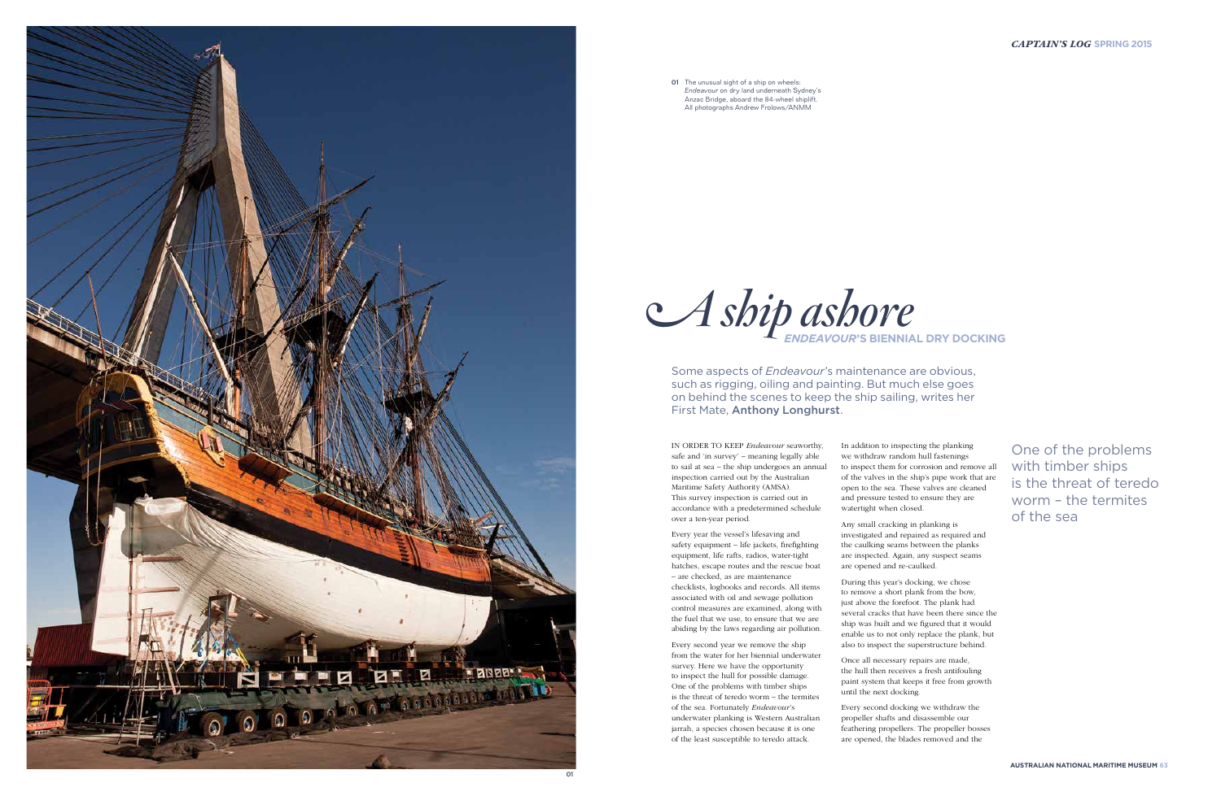01 The unusual sight of a ship on wheels: *Endeavour* on dry land underneath Sydney's Anzac Bridge, aboard the 84-wheel shiplift. All photographs Andrew Frolows/ANMM

# *A ship ashore*

## *ENDEAVOUR*'S BIENNIAL DRY DOCKING

Some aspects of *Endeavour*'s maintenance are obvious, such as rigging, oiling and painting. But much else goes on behind the scenes to keep the ship sailing, writes her First Mate, **Anthony Longhurst**.

IN ORDER TO KEEP *Endeavour* seaworthy, safe and 'in survey' – meaning legally able to sail at sea – the ship undergoes an annual inspection carried out by the Australian Maritime Safety Authority (AMSA). This survey inspection is carried out in accordance with a predetermined schedule over a ten-year period.

Every year the vessel's lifesaving and safety equipment – life jackets, firefighting equipment, life rafts, radios, water-tight hatches, escape routes and the rescue boat – are checked, as are maintenance checklists, logbooks and records. All items associated with oil and sewage pollution control measures are examined, along with the fuel that we use, to ensure that we are abiding by the laws regarding air pollution.

Every second year we remove the ship from the water for her biennial underwater survey. Here we have the opportunity to inspect the hull for possible damage. One of the problems with timber ships is the threat of teredo worm – the termites of the sea. Fortunately *Endeavour*'s underwater planking is Western Australian jarrah, a species chosen because it is one of the least susceptible to teredo attack.

In addition to inspecting the planking we withdraw random hull fastenings to inspect them for corrosion and remove all of the valves in the ship's pipe work that are open to the sea. These valves are cleaned and pressure tested to ensure they are watertight when closed.

Any small cracking in planking is investigated and repaired as required and the caulking seams between the planks are inspected. Again, any suspect seams are opened and re-caulked.

During this year's docking, we chose to remove a short plank from the bow, just above the forefoot. The plank had several cracks that have been there since the ship was built and we figured that it would enable us to not only replace the plank, but also to inspect the superstructure behind.

Once all necessary repairs are made, the hull then receives a fresh antifouling paint system that keeps it free from growth until the next docking.

Every second docking we withdraw the propeller shafts and disassemble our feathering propellers. The propeller bosses are opened, the blades removed and the

> One of the problems with timber ships is the threat of teredo worm – the termites of the sea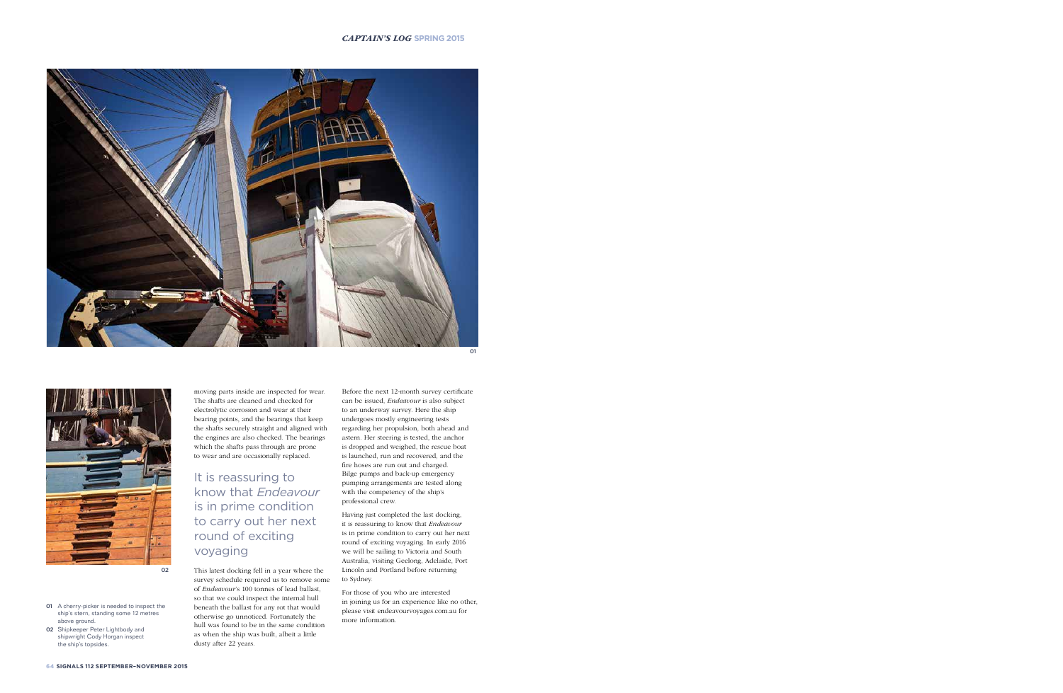moving parts inside are inspected for wear. The shafts are cleaned and checked for electrolytic corrosion and wear at their bearing points, and the bearings that keep the shafts securely straight and aligned with the engines are also checked. The bearings which the shafts pass through are prone to wear and are occasionally replaced.

## It is reassuring to know that *Endeavour* is in prime condition to carry out her next round of exciting voyaging

This latest docking fell in a year where the survey schedule required us to remove some of *Endeavour*'s 100 tonnes of lead ballast, so that we could inspect the internal hull beneath the ballast for any rot that would otherwise go unnoticed. Fortunately the hull was found to be in the same condition as when the ship was built, albeit a little dusty after 22 years.

Before the next 12-month survey certificate can be issued, *Endeavour* is also subject to an underway survey. Here the ship undergoes mostly engineering tests regarding her propulsion, both ahead and astern. Her steering is tested, the anchor is dropped and weighed, the rescue boat is launched, run and recovered, and the fire hoses are run out and charged. Bilge pumps and back-up emergency pumping arrangements are tested along with the competency of the ship's professional crew.

Having just completed the last docking, it is reassuring to know that *Endeavour* is in prime condition to carry out her next round of exciting voyaging. In early 2016 we will be sailing to Victoria and South Australia, visiting Geelong, Adelaide, Port Lincoln and Portland before returning to Sydney.

For those of you who are interested in joining us for an experience like no other, please visit endeavourvoyages.com.au for more information.

01 A cherry-picker is needed to inspect the ship's stern, standing some 12 metres above ground.

02 Shipkeeper Peter Lightbody and shipwright Cody Horgan inspect the ship's topsides.